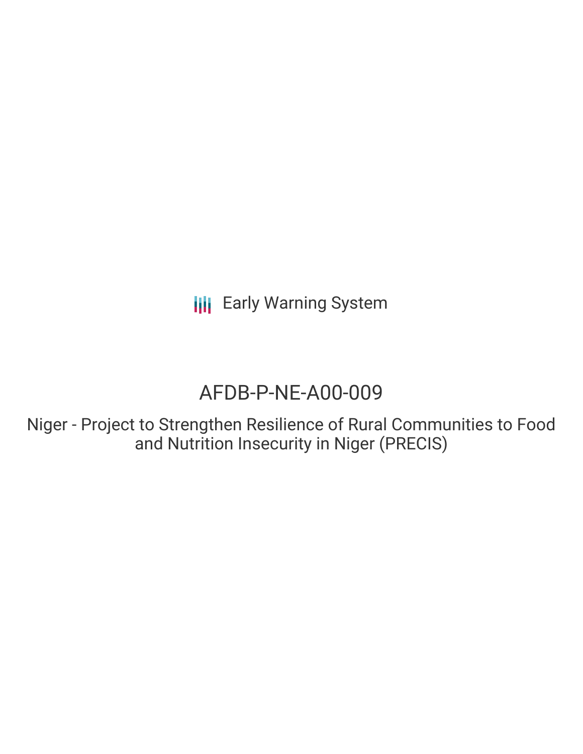Early Warning System

# AFDB-P-NE-A00-009

## Niger - Project to Strengthen Resilience of Rural Communities to Food and Nutrition Insecurity in Niger (PRECIS)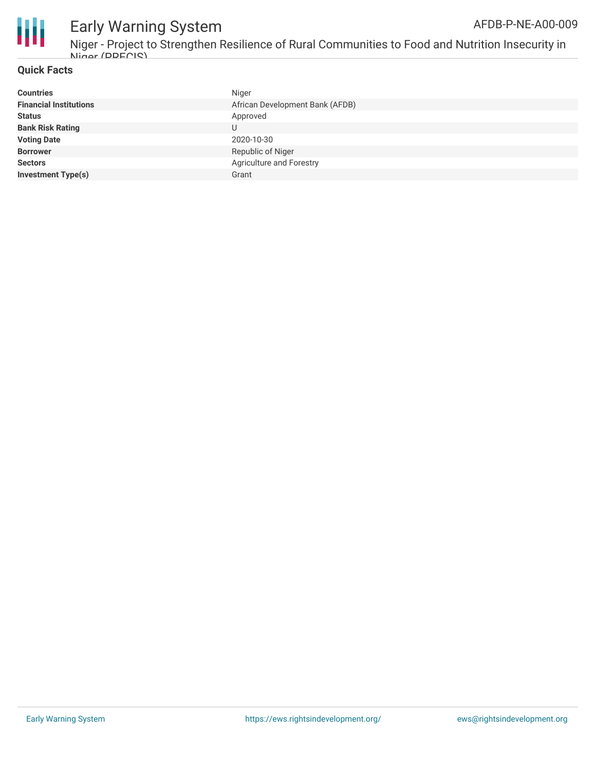## Quick Facts

| | |
|---|---|
| **Countries** | Niger |
| **Financial Institutions** | African Development Bank (AFDB) |
| **Status** | Approved |
| **Bank Risk Rating** | U |
| **Voting Date** | 2020-10-30 |
| **Borrower** | Republic of Niger |
| **Sectors** | Agriculture and Forestry |
| **Investment Type(s)** | Grant |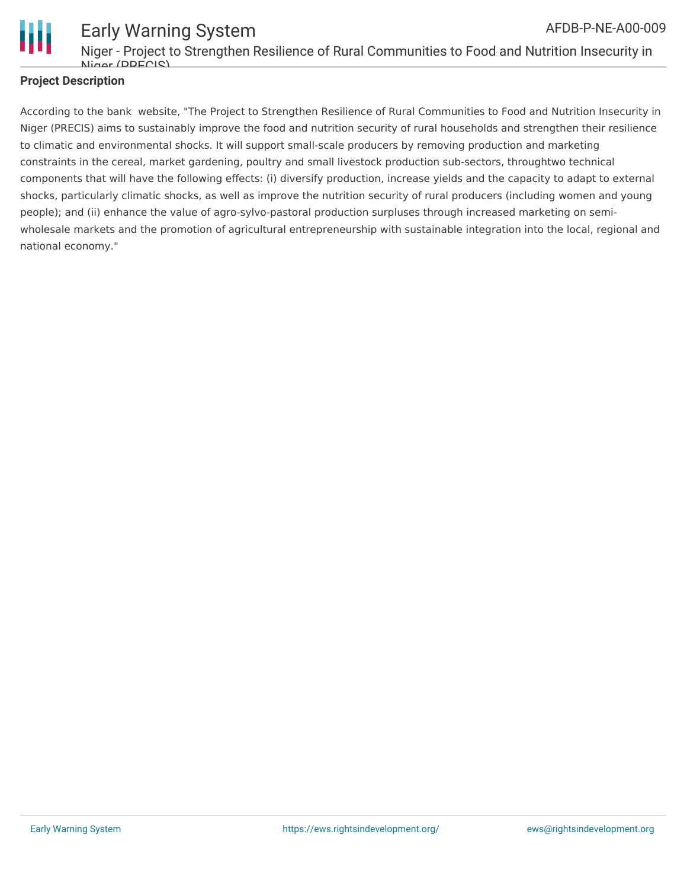**Project Description**

According to the bank  website, "The Project to Strengthen Resilience of Rural Communities to Food and Nutrition Insecurity in Niger (PRECIS) aims to sustainably improve the food and nutrition security of rural households and strengthen their resilience to climatic and environmental shocks. It will support small-scale producers by removing production and marketing constraints in the cereal, market gardening, poultry and small livestock production sub-sectors, throughtwo technical components that will have the following effects: (i) diversify production, increase yields and the capacity to adapt to external shocks, particularly climatic shocks, as well as improve the nutrition security of rural producers (including women and young people); and (ii) enhance the value of agro-sylvo-pastoral production surpluses through increased marketing on semi-wholesale markets and the promotion of agricultural entrepreneurship with sustainable integration into the local, regional and national economy."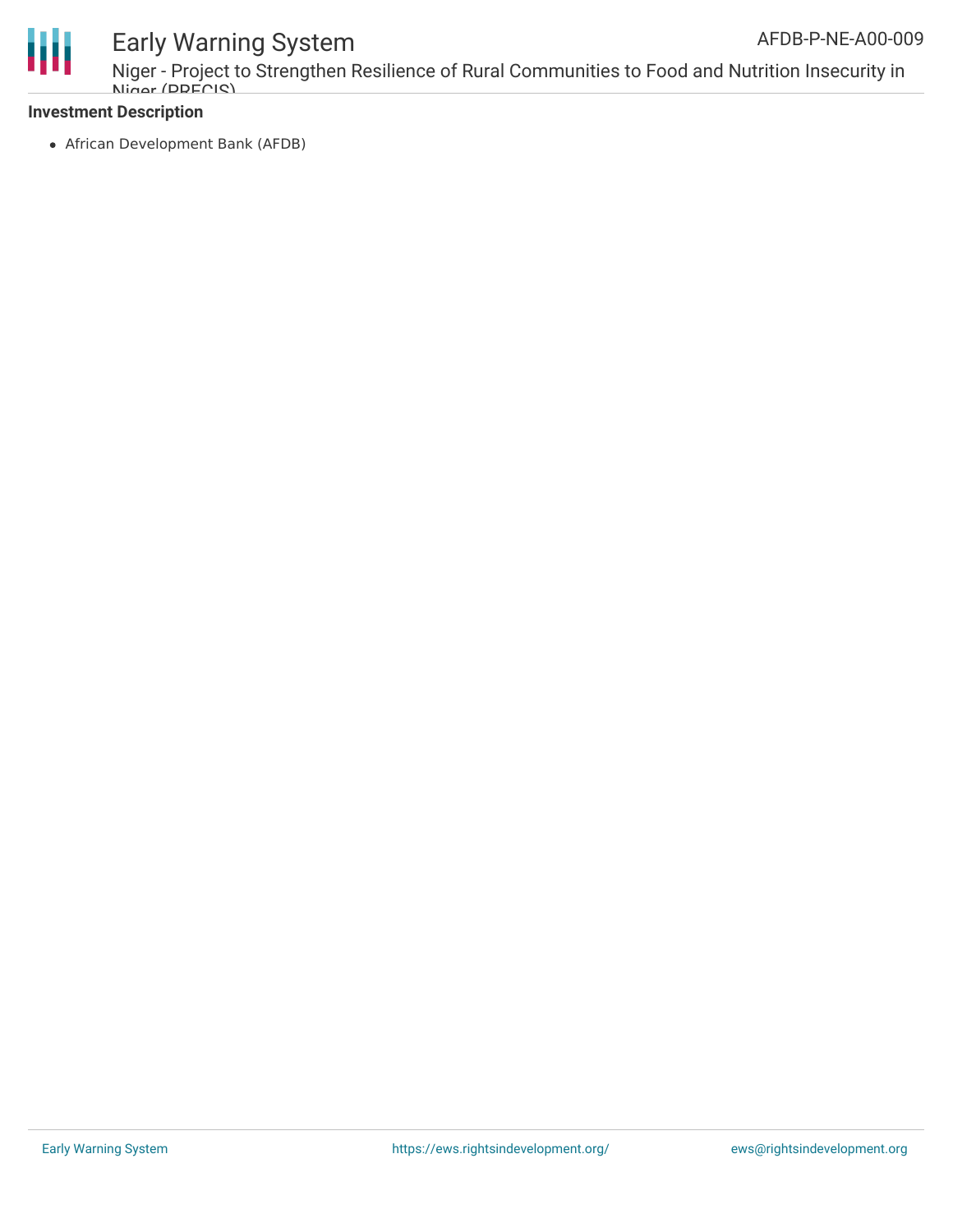**Investment Description**

- African Development Bank (AFDB)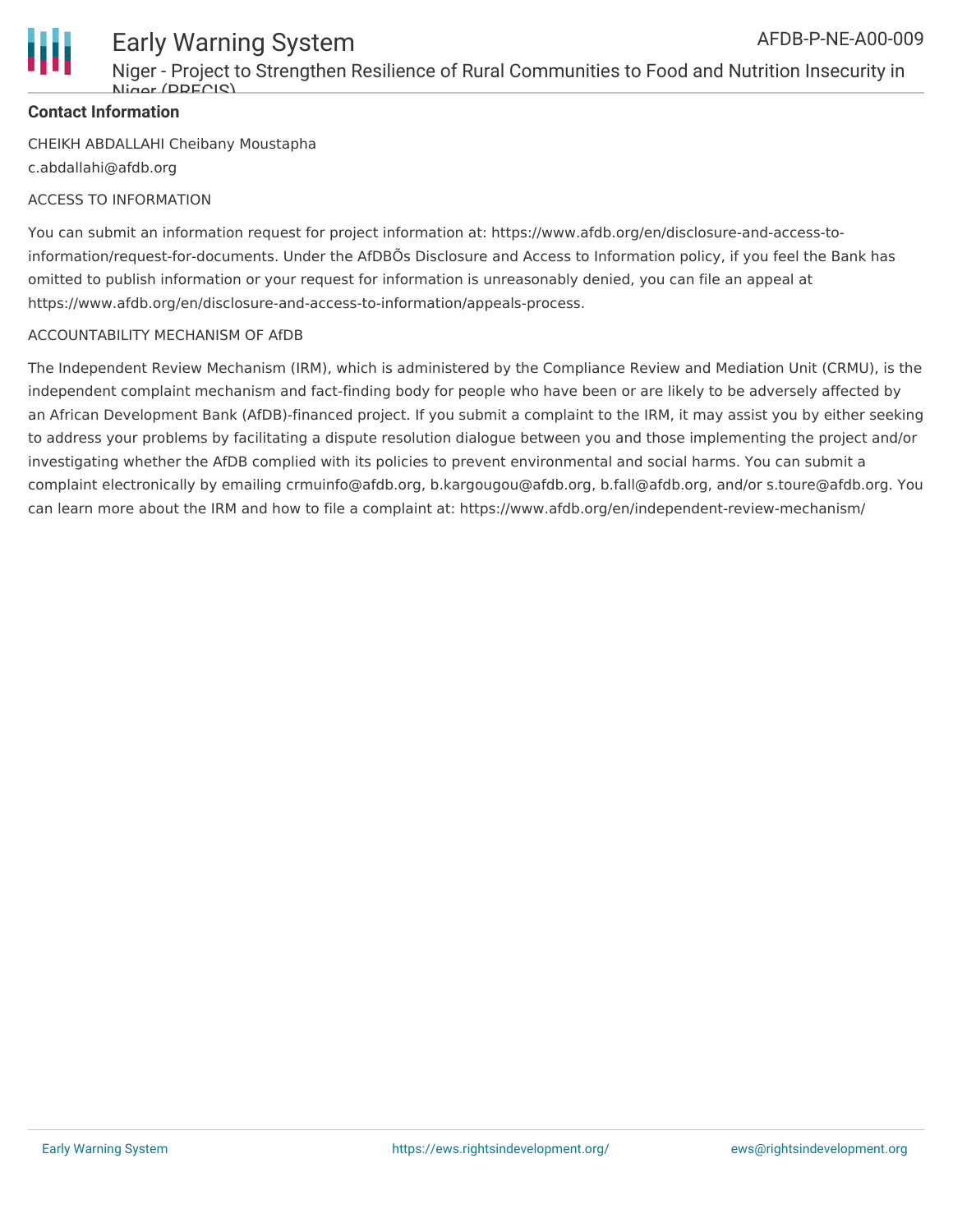**Contact Information**

CHEIKH ABDALLAHI Cheibany Moustapha
c.abdallahi@afdb.org

ACCESS TO INFORMATION

You can submit an information request for project information at: https://www.afdb.org/en/disclosure-and-access-to-information/request-for-documents. Under the AfDBÕs Disclosure and Access to Information policy, if you feel the Bank has omitted to publish information or your request for information is unreasonably denied, you can file an appeal at https://www.afdb.org/en/disclosure-and-access-to-information/appeals-process.

ACCOUNTABILITY MECHANISM OF AfDB

The Independent Review Mechanism (IRM), which is administered by the Compliance Review and Mediation Unit (CRMU), is the independent complaint mechanism and fact-finding body for people who have been or are likely to be adversely affected by an African Development Bank (AfDB)-financed project. If you submit a complaint to the IRM, it may assist you by either seeking to address your problems by facilitating a dispute resolution dialogue between you and those implementing the project and/or investigating whether the AfDB complied with its policies to prevent environmental and social harms. You can submit a complaint electronically by emailing crmuinfo@afdb.org, b.kargougou@afdb.org, b.fall@afdb.org, and/or s.toure@afdb.org. You can learn more about the IRM and how to file a complaint at: https://www.afdb.org/en/independent-review-mechanism/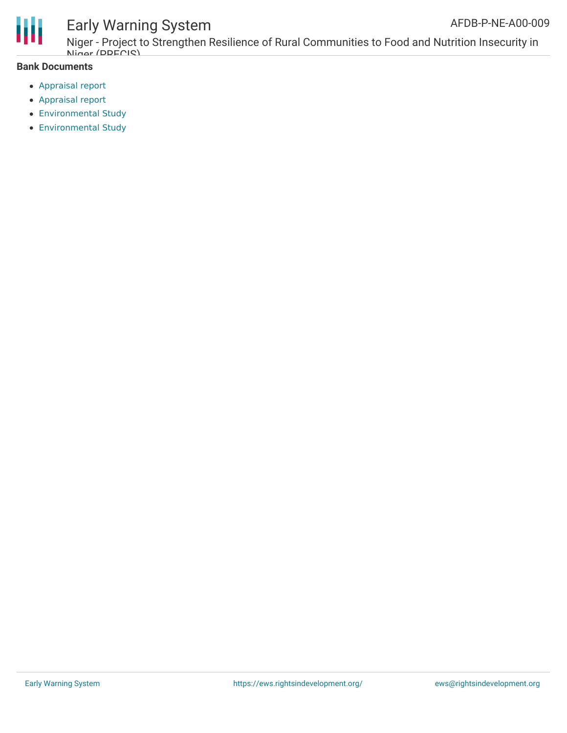## Bank Documents

- Appraisal report
- Appraisal report
- Environmental Study
- Environmental Study